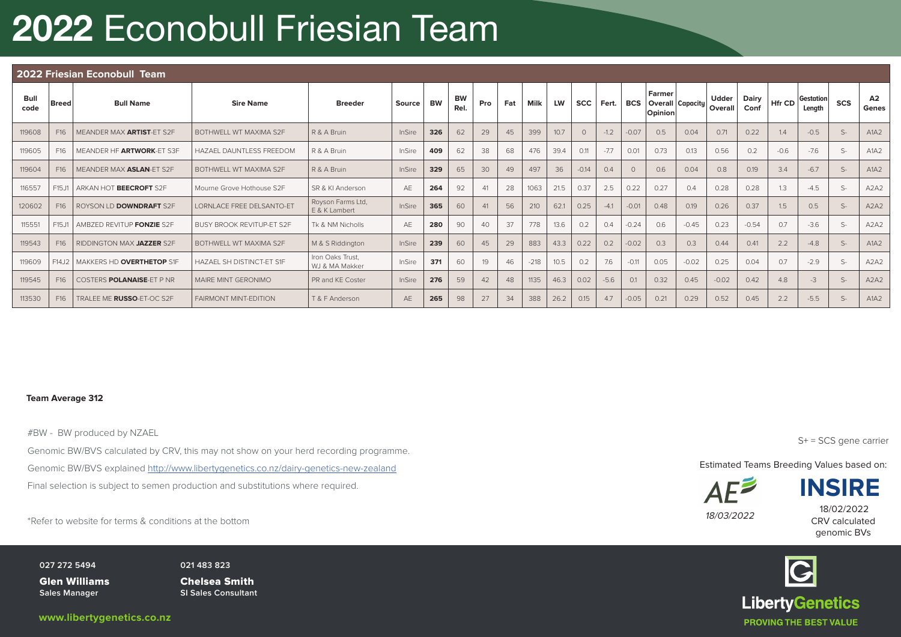# 2022 Econobull Friesian Team

## 2022 Friesian Econobull Team

| Bull code | Breed | Bull Name | Sire Name | Breeder | Source | BW | BW Rel. | Pro | Fat | Milk | LW | SCC | Fert. | BCS | Farmer Overall Opinion | Capacity | Udder Overall | Dairy Conf | Hfr CD | Gestation Length | SCS | A2 Genes |
|---|---|---|---|---|---|---|---|---|---|---|---|---|---|---|---|---|---|---|---|---|---|---|
| 119608 | F16 | MEANDER MAX **ARTIST**-ET S2F | BOTHWELL WT MAXIMA S2F | R & A Bruin | InSire | **326** | 62 | 29 | 45 | 399 | 10.7 | 0 | -1.2 | -0.07 | 0.5 | 0.04 | 0.71 | 0.22 | 1.4 | -0.5 | S- | A1A2 |
| 119605 | F16 | MEANDER HF **ARTWORK**-ET S3F | HAZAEL DAUNTLESS FREEDOM | R & A Bruin | InSire | **409** | 62 | 38 | 68 | 476 | 39.4 | 0.11 | -7.7 | 0.01 | 0.73 | 0.13 | 0.56 | 0.2 | -0.6 | -7.6 | S- | A1A2 |
| 119604 | F16 | MEANDER MAX **ASLAN**-ET S2F | BOTHWELL WT MAXIMA S2F | R & A Bruin | InSire | **329** | 65 | 30 | 49 | 497 | 36 | -0.14 | 0.4 | 0 | 0.6 | 0.04 | 0.8 | 0.19 | 3.4 | -6.7 | S- | A1A2 |
| 116557 | F15J1 | ARKAN HOT **BEECROFT** S2F | Mourne Grove Hothouse S2F | SR & KI Anderson | AE | **264** | 92 | 41 | 28 | 1063 | 21.5 | 0.37 | 2.5 | 0.22 | 0.27 | 0.4 | 0.28 | 0.28 | 1.3 | -4.5 | S- | A2A2 |
| 120602 | F16 | ROYSON LD **DOWNDRAFT** S2F | LORNLACE FREE DELSANTO-ET | Royson Farms Ltd, E & K Lambert | InSire | **365** | 60 | 41 | 56 | 210 | 62.1 | 0.25 | -4.1 | -0.01 | 0.48 | 0.19 | 0.26 | 0.37 | 1.5 | 0.5 | S- | A2A2 |
| 115551 | F15J1 | AMBZED REVITUP **FONZIE** S2F | BUSY BROOK REVITUP-ET S2F | Tk & NM Nicholls | AE | **280** | 90 | 40 | 37 | 778 | 13.6 | 0.2 | 0.4 | -0.24 | 0.6 | -0.45 | 0.23 | -0.54 | 0.7 | -3.6 | S- | A2A2 |
| 119543 | F16 | RIDDINGTON MAX **JAZZER** S2F | BOTHWELL WT MAXIMA S2F | M & S Riddington | InSire | **239** | 60 | 45 | 29 | 883 | 43.3 | 0.22 | 0.2 | -0.02 | 0.3 | 0.3 | 0.44 | 0.41 | 2.2 | -4.8 | S- | A1A2 |
| 119609 | F14J2 | MAKKERS HD **OVERTHETOP** S1F | HAZAEL SH DISTINCT-ET S1F | Iron Oaks Trust, WJ & MA Makker | InSire | **371** | 60 | 19 | 46 | -218 | 10.5 | 0.2 | 7.6 | -0.11 | 0.05 | -0.02 | 0.25 | 0.04 | 0.7 | -2.9 | S- | A2A2 |
| 119545 | F16 | COSTERS **POLANAISE**-ET P NR | MAIRE MINT GERONIMO | PR and KE Coster | InSire | **276** | 59 | 42 | 48 | 1135 | 46.3 | 0.02 | -5.6 | 0.1 | 0.32 | 0.45 | -0.02 | 0.42 | 4.8 | -3 | S- | A2A2 |
| 113530 | F16 | TRALEE ME **RUSSO**-ET-OC S2F | FAIRMONT MINT-EDITION | T & F Anderson | AE | **265** | 98 | 27 | 34 | 388 | 26.2 | 0.15 | 4.7 | -0.05 | 0.21 | 0.29 | 0.52 | 0.45 | 2.2 | -5.5 | S- | A1A2 |

**Team Average 312**

#BW - BW produced by NZAEL

Genomic BW/BVS calculated by CRV, this may not show on your herd recording programme.

Genomic BW/BVS explained http://www.libertygenetics.co.nz/dairy-genetics-new-zealand

Final selection is subject to semen production and substitutions where required.

*Refer to website for terms & conditions at the bottom

S+ = SCS gene carrier

Estimated Teams Breeding Values based on:

AE *18/03/2022*

INSIRE 18/02/2022 CRV calculated genomic BVs

027 272 5494
**Glen Williams**
Sales Manager

021 483 823
**Chelsea Smith**
SI Sales Consultant

www.libertygenetics.co.nz

LibertyGenetics
PROVING THE BEST VALUE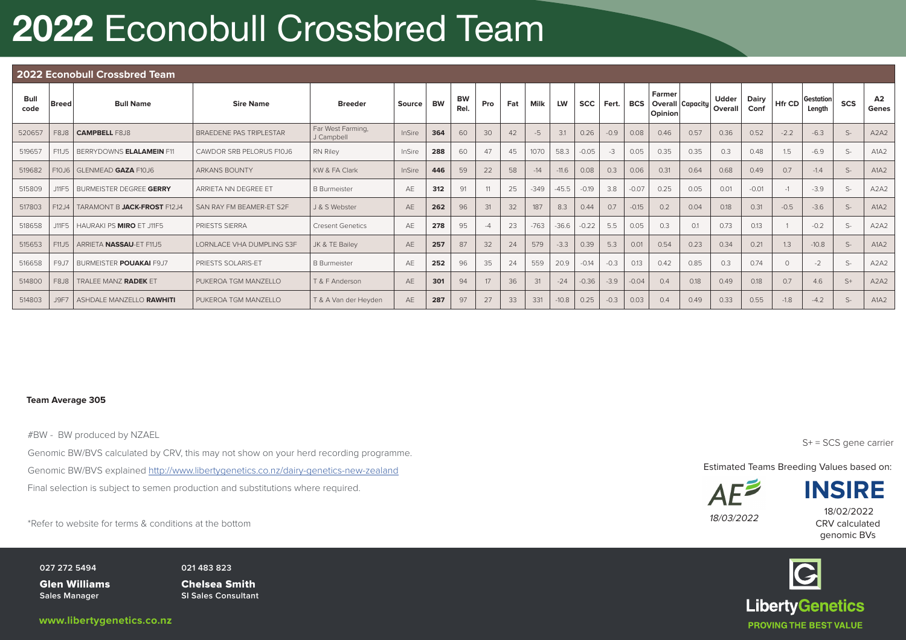# **2022** Econobull Crossbred Team

## 2022 Econobull Crossbred Team

| Bull code | Breed | Bull Name | Sire Name | Breeder | Source | BW | BW Rel. | Pro | Fat | Milk | LW | SCC | Fert. | BCS | Farmer Overall Opinion | Capacity | Udder Overall | Dairy Conf | Hfr CD | Gestation Length | SCS | A2 Genes |
|---|---|---|---|---|---|---|---|---|---|---|---|---|---|---|---|---|---|---|---|---|---|---|
| 520657 | F8J8 | **CAMPBELL** F8J8 | BRAEDENE PAS TRIPLESTAR | Far West Farming, J Campbell | InSire | **364** | 60 | 30 | 42 | -5 | 3.1 | 0.26 | -0.9 | 0.08 | 0.46 | 0.57 | 0.36 | 0.52 | -2.2 | -6.3 | S- | A2A2 |
| 519657 | F11J5 | BERRYDOWNS **ELALAMEIN** F11 | CAWDOR SRB PELORUS F10J6 | RN Riley | InSire | **288** | 60 | 47 | 45 | 1070 | 58.3 | -0.05 | -3 | 0.05 | 0.35 | 0.35 | 0.3 | 0.48 | 1.5 | -6.9 | S- | A1A2 |
| 519682 | F10J6 | GLENMEAD **GAZA** F10J6 | ARKANS BOUNTY | KW & FA Clark | InSire | **446** | 59 | 22 | 58 | -14 | -11.6 | 0.08 | 0.3 | 0.06 | 0.31 | 0.64 | 0.68 | 0.49 | 0.7 | -1.4 | S- | A1A2 |
| 515809 | J11F5 | BURMEISTER DEGREE **GERRY** | ARRIETA NN DEGREE ET | B Burmeister | AE | **312** | 91 | 11 | 25 | -349 | -45.5 | -0.19 | 3.8 | -0.07 | 0.25 | 0.05 | 0.01 | -0.01 | -1 | -3.9 | S- | A2A2 |
| 517803 | F12J4 | TARAMONT B **JACK-FROST** F12J4 | SAN RAY FM BEAMER-ET S2F | J & S Webster | AE | **262** | 96 | 31 | 32 | 187 | 8.3 | 0.44 | 0.7 | -0.15 | 0.2 | 0.04 | 0.18 | 0.31 | -0.5 | -3.6 | S- | A1A2 |
| 518658 | J11F5 | HAURAKI PS **MIRO** ET J11F5 | PRIESTS SIERRA | Cresent Genetics | AE | **278** | 95 | -4 | 23 | -763 | -36.6 | -0.22 | 5.5 | 0.05 | 0.3 | 0.1 | 0.73 | 0.13 | 1 | -0.2 | S- | A2A2 |
| 515653 | F11J5 | ARRIETA **NASSAU**-ET F11J5 | LORNLACE VHA DUMPLING S3F | JK & TE Bailey | AE | **257** | 87 | 32 | 24 | 579 | -3.3 | 0.39 | 5.3 | 0.01 | 0.54 | 0.23 | 0.34 | 0.21 | 1.3 | -10.8 | S- | A1A2 |
| 516658 | F9J7 | BURMEISTER **POUAKAI** F9J7 | PRIESTS SOLARIS-ET | B Burmeister | AE | **252** | 96 | 35 | 24 | 559 | 20.9 | -0.14 | -0.3 | 0.13 | 0.42 | 0.85 | 0.3 | 0.74 | 0 | -2 | S- | A2A2 |
| 514800 | F8J8 | TRALEE MANZ **RADEK** ET | PUKEROA TGM MANZELLO | T & F Anderson | AE | **301** | 94 | 17 | 36 | 31 | -24 | -0.36 | -3.9 | -0.04 | 0.4 | 0.18 | 0.49 | 0.18 | 0.7 | 4.6 | S+ | A2A2 |
| 514803 | J9F7 | ASHDALE MANZELLO **RAWHITI** | PUKEROA TGM MANZELLO | T & A Van der Heyden | AE | **287** | 97 | 27 | 33 | 331 | -10.8 | 0.25 | -0.3 | 0.03 | 0.4 | 0.49 | 0.33 | 0.55 | -1.8 | -4.2 | S- | A1A2 |

**Team Average 305**

#BW - BW produced by NZAEL

Genomic BW/BVS calculated by CRV, this may not show on your herd recording programme.

Genomic BW/BVS explained http://www.libertygenetics.co.nz/dairy-genetics-new-zealand

Final selection is subject to semen production and substitutions where required.

*Refer to website for terms & conditions at the bottom

S+ = SCS gene carrier

Estimated Teams Breeding Values based on:

AE *18/03/2022*

INSIRE 18/02/2022 CRV calculated genomic BVs

027 272 5494
**Glen Williams**
**Sales Manager**

021 483 823
**Chelsea Smith**
**SI Sales Consultant**

www.libertygenetics.co.nz

LibertyGenetics PROVING THE BEST VALUE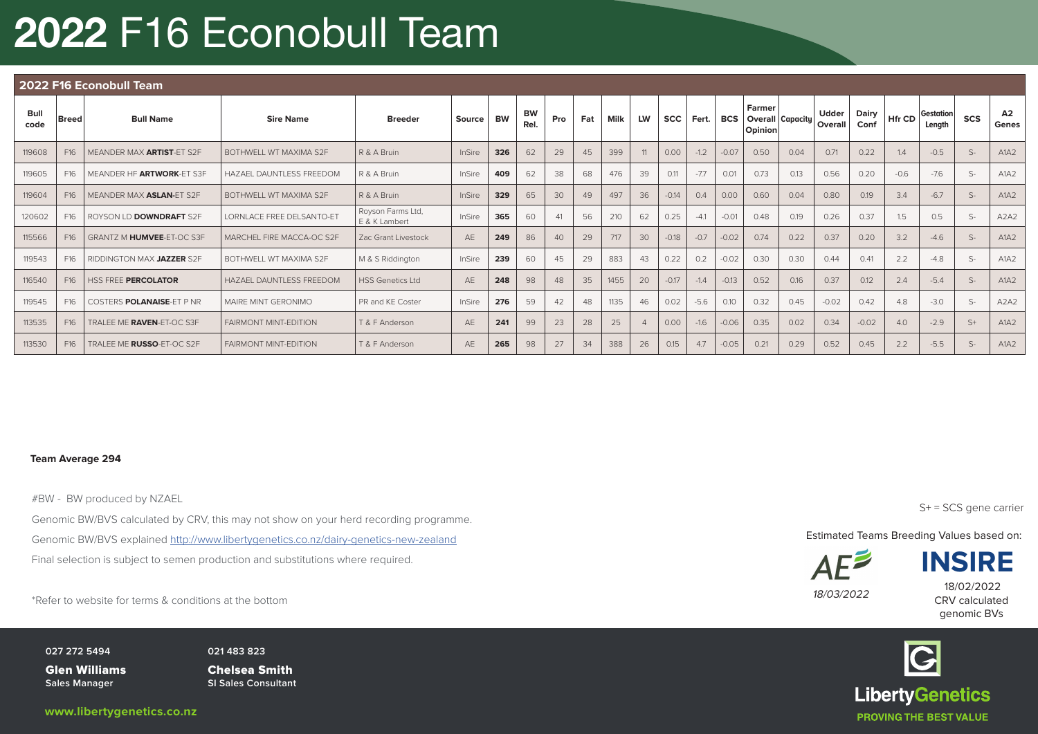# 2022 F16 Econobull Team

## 2022 F16 Econobull Team

| Bull code | Breed | Bull Name | Sire Name | Breeder | Source | BW | BW Rel. | Pro | Fat | Milk | LW | SCC | Fert. | BCS | Farmer Overall Opinion | Capacity | Udder Overall | Dairy Conf | Hfr CD | Gestation Length | SCS | A2 Genes |
|---|---|---|---|---|---|---|---|---|---|---|---|---|---|---|---|---|---|---|---|---|---|---|
| 119608 | F16 | MEANDER MAX **ARTIST**-ET S2F | BOTHWELL WT MAXIMA S2F | R & A Bruin | InSire | **326** | 62 | 29 | 45 | 399 | 11 | 0.00 | -1.2 | -0.07 | 0.50 | 0.04 | 0.71 | 0.22 | 1.4 | -0.5 | S- | A1A2 |
| 119605 | F16 | MEANDER HF **ARTWORK**-ET S3F | HAZAEL DAUNTLESS FREEDOM | R & A Bruin | InSire | **409** | 62 | 38 | 68 | 476 | 39 | 0.11 | -7.7 | 0.01 | 0.73 | 0.13 | 0.56 | 0.20 | -0.6 | -7.6 | S- | A1A2 |
| 119604 | F16 | MEANDER MAX **ASLAN**-ET S2F | BOTHWELL WT MAXIMA S2F | R & A Bruin | InSire | **329** | 65 | 30 | 49 | 497 | 36 | -0.14 | 0.4 | 0.00 | 0.60 | 0.04 | 0.80 | 0.19 | 3.4 | -6.7 | S- | A1A2 |
| 120602 | F16 | ROYSON LD **DOWNDRAFT** S2F | LORNLACE FREE DELSANTO-ET | Royson Farms Ltd, E & K Lambert | InSire | **365** | 60 | 41 | 56 | 210 | 62 | 0.25 | -4.1 | -0.01 | 0.48 | 0.19 | 0.26 | 0.37 | 1.5 | 0.5 | S- | A2A2 |
| 115566 | F16 | GRANTZ M **HUMVEE**-ET-OC S3F | MARCHEL FIRE MACCA-OC S2F | Zac Grant Livestock | AE | **249** | 86 | 40 | 29 | 717 | 30 | -0.18 | -0.7 | -0.02 | 0.74 | 0.22 | 0.37 | 0.20 | 3.2 | -4.6 | S- | A1A2 |
| 119543 | F16 | RIDDINGTON MAX **JAZZER** S2F | BOTHWELL WT MAXIMA S2F | M & S Riddington | InSire | **239** | 60 | 45 | 29 | 883 | 43 | 0.22 | 0.2 | -0.02 | 0.30 | 0.30 | 0.44 | 0.41 | 2.2 | -4.8 | S- | A1A2 |
| 116540 | F16 | HSS FREE **PERCOLATOR** | HAZAEL DAUNTLESS FREEDOM | HSS Genetics Ltd | AE | **248** | 98 | 48 | 35 | 1455 | 20 | -0.17 | -1.4 | -0.13 | 0.52 | 0.16 | 0.37 | 0.12 | 2.4 | -5.4 | S- | A1A2 |
| 119545 | F16 | COSTERS **POLANAISE**-ET P NR | MAIRE MINT GERONIMO | PR and KE Coster | InSire | **276** | 59 | 42 | 48 | 1135 | 46 | 0.02 | -5.6 | 0.10 | 0.32 | 0.45 | -0.02 | 0.42 | 4.8 | -3.0 | S- | A2A2 |
| 113535 | F16 | TRALEE ME **RAVEN**-ET-OC S3F | FAIRMONT MINT-EDITION | T & F Anderson | AE | **241** | 99 | 23 | 28 | 25 | 4 | 0.00 | -1.6 | -0.06 | 0.35 | 0.02 | 0.34 | -0.02 | 4.0 | -2.9 | S+ | A1A2 |
| 113530 | F16 | TRALEE ME **RUSSO**-ET-OC S2F | FAIRMONT MINT-EDITION | T & F Anderson | AE | **265** | 98 | 27 | 34 | 388 | 26 | 0.15 | 4.7 | -0.05 | 0.21 | 0.29 | 0.52 | 0.45 | 2.2 | -5.5 | S- | A1A2 |

**Team Average 294**

#BW - BW produced by NZAEL

Genomic BW/BVS calculated by CRV, this may not show on your herd recording programme.

Genomic BW/BVS explained http://www.libertygenetics.co.nz/dairy-genetics-new-zealand

Final selection is subject to semen production and substitutions where required.

*Refer to website for terms & conditions at the bottom

S+ = SCS gene carrier

Estimated Teams Breeding Values based on:

AE *18/03/2022*

INSIRE 18/02/2022 CRV calculated genomic BVs

027 272 5494
**Glen Williams**
**Sales Manager**

021 483 823
**Chelsea Smith**
**SI Sales Consultant**

**www.libertygenetics.co.nz**

LibertyGenetics
PROVING THE BEST VALUE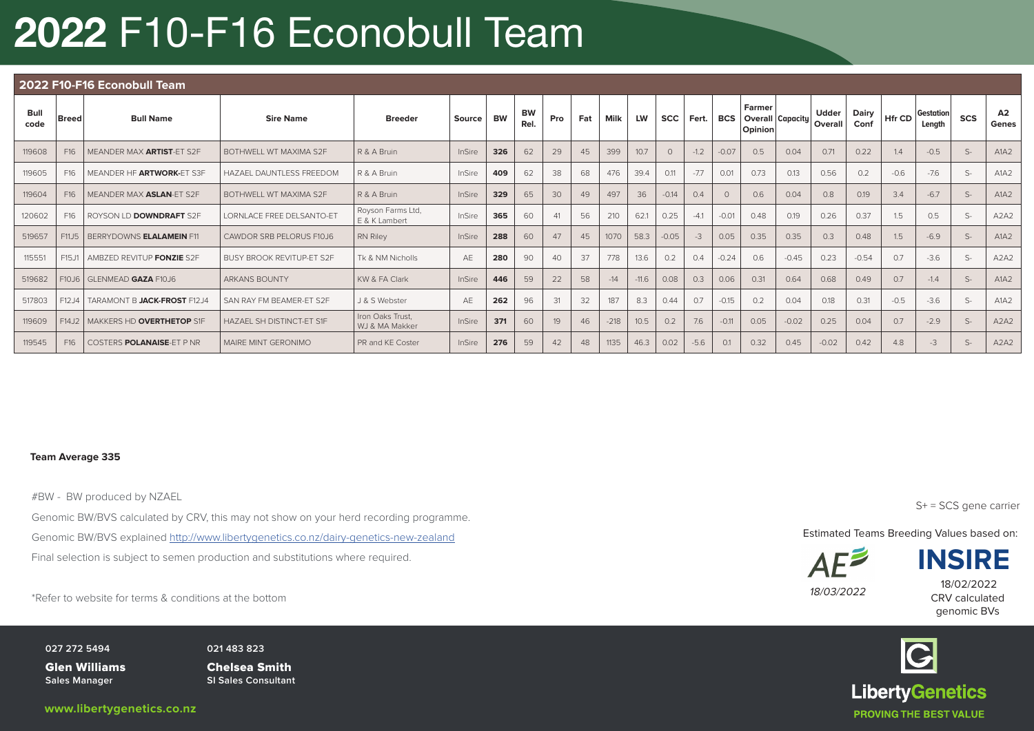# 2022 F10-F16 Econobull Team

## 2022 F10-F16 Econobull Team

| Bull code | Breed | Bull Name | Sire Name | Breeder | Source | BW | BW Rel. | Pro | Fat | Milk | LW | SCC | Fert. | BCS | Farmer Overall Opinion | Capacity | Udder Overall | Dairy Conf | Hfr CD | Gestation Length | SCS | A2 Genes |
|---|---|---|---|---|---|---|---|---|---|---|---|---|---|---|---|---|---|---|---|---|---|---|
| 119608 | F16 | MEANDER MAX **ARTIST**-ET S2F | BOTHWELL WT MAXIMA S2F | R & A Bruin | InSire | **326** | 62 | 29 | 45 | 399 | 10.7 | 0 | -1.2 | -0.07 | 0.5 | 0.04 | 0.71 | 0.22 | 1.4 | -0.5 | S- | A1A2 |
| 119605 | F16 | MEANDER HF **ARTWORK**-ET S3F | HAZAEL DAUNTLESS FREEDOM | R & A Bruin | InSire | **409** | 62 | 38 | 68 | 476 | 39.4 | 0.11 | -7.7 | 0.01 | 0.73 | 0.13 | 0.56 | 0.2 | -0.6 | -7.6 | S- | A1A2 |
| 119604 | F16 | MEANDER MAX **ASLAN**-ET S2F | BOTHWELL WT MAXIMA S2F | R & A Bruin | InSire | **329** | 65 | 30 | 49 | 497 | 36 | -0.14 | 0.4 | 0 | 0.6 | 0.04 | 0.8 | 0.19 | 3.4 | -6.7 | S- | A1A2 |
| 120602 | F16 | ROYSON LD **DOWNDRAFT** S2F | LORNLACE FREE DELSANTO-ET | Royson Farms Ltd, E & K Lambert | InSire | **365** | 60 | 41 | 56 | 210 | 62.1 | 0.25 | -4.1 | -0.01 | 0.48 | 0.19 | 0.26 | 0.37 | 1.5 | 0.5 | S- | A2A2 |
| 519657 | F11J5 | BERRYDOWNS **ELALAMEIN** F11 | CAWDOR SRB PELORUS F10J6 | RN Riley | InSire | **288** | 60 | 47 | 45 | 1070 | 58.3 | -0.05 | -3 | 0.05 | 0.35 | 0.35 | 0.3 | 0.48 | 1.5 | -6.9 | S- | A1A2 |
| 115551 | F15J1 | AMBZED REVITUP **FONZIE** S2F | BUSY BROOK REVITUP-ET S2F | Tk & NM Nicholls | AE | **280** | 90 | 40 | 37 | 778 | 13.6 | 0.2 | 0.4 | -0.24 | 0.6 | -0.45 | 0.23 | -0.54 | 0.7 | -3.6 | S- | A2A2 |
| 519682 | F10J6 | GLENMEAD **GAZA** F10J6 | ARKANS BOUNTY | KW & FA Clark | InSire | **446** | 59 | 22 | 58 | -14 | -11.6 | 0.08 | 0.3 | 0.06 | 0.31 | 0.64 | 0.68 | 0.49 | 0.7 | -1.4 | S- | A1A2 |
| 517803 | F12J4 | TARAMONT B **JACK-FROST** F12J4 | SAN RAY FM BEAMER-ET S2F | J & S Webster | AE | **262** | 96 | 31 | 32 | 187 | 8.3 | 0.44 | 0.7 | -0.15 | 0.2 | 0.04 | 0.18 | 0.31 | -0.5 | -3.6 | S- | A1A2 |
| 119609 | F14J2 | MAKKERS HD **OVERTHETOP** S1F | HAZAEL SH DISTINCT-ET S1F | Iron Oaks Trust, WJ & MA Makker | InSire | **371** | 60 | 19 | 46 | -218 | 10.5 | 0.2 | 7.6 | -0.11 | 0.05 | -0.02 | 0.25 | 0.04 | 0.7 | -2.9 | S- | A2A2 |
| 119545 | F16 | COSTERS **POLANAISE**-ET P NR | MAIRE MINT GERONIMO | PR and KE Coster | InSire | **276** | 59 | 42 | 48 | 1135 | 46.3 | 0.02 | -5.6 | 0.1 | 0.32 | 0.45 | -0.02 | 0.42 | 4.8 | -3 | S- | A2A2 |

**Team Average 335**

#BW - BW produced by NZAEL

Genomic BW/BVS calculated by CRV, this may not show on your herd recording programme.

Genomic BW/BVS explained http://www.libertygenetics.co.nz/dairy-genetics-new-zealand

Final selection is subject to semen production and substitutions where required.

*Refer to website for terms & conditions at the bottom

S+ = SCS gene carrier

Estimated Teams Breeding Values based on:

AE 18/03/2022

INSIRE 18/02/2022 CRV calculated genomic BVs

027 272 5494
**Glen Williams**
Sales Manager

021 483 823
**Chelsea Smith**
SI Sales Consultant

www.libertygenetics.co.nz

LibertyGenetics
PROVING THE BEST VALUE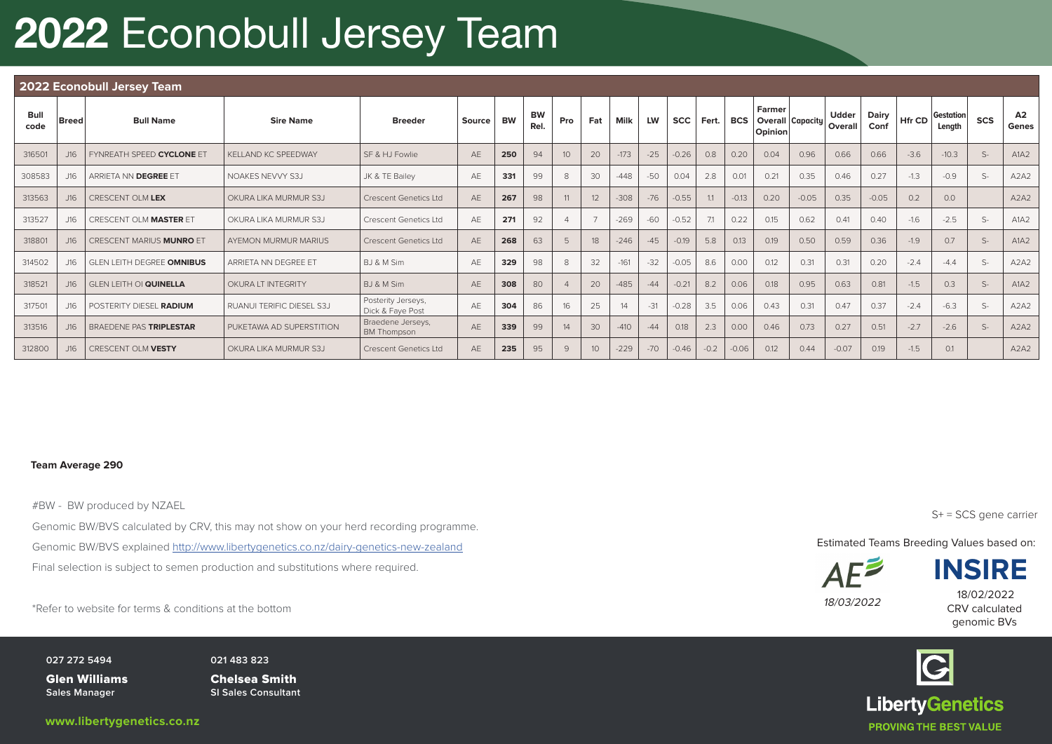# 2022 Econobull Jersey Team

## 2022 Econobull Jersey Team

| Bull code | Breed | Bull Name | Sire Name | Breeder | Source | BW | BW Rel. | Pro | Fat | Milk | LW | SCC | Fert. | BCS | Farmer Overall Opinion | Capacity | Udder Overall | Dairy Conf | Hfr CD | Gestation Length | SCS | A2 Genes |
|---|---|---|---|---|---|---|---|---|---|---|---|---|---|---|---|---|---|---|---|---|---|---|
| 316501 | J16 | FYNREATH SPEED **CYCLONE** ET | KELLAND KC SPEEDWAY | SF & HJ Fowlie | AE | **250** | 94 | 10 | 20 | -173 | -25 | -0.26 | 0.8 | 0.20 | 0.04 | 0.96 | 0.66 | 0.66 | -3.6 | -10.3 | S- | A1A2 |
| 308583 | J16 | ARRIETA NN **DEGREE** ET | NOAKES NEVVY S3J | JK & TE Bailey | AE | **331** | 99 | 8 | 30 | -448 | -50 | 0.04 | 2.8 | 0.01 | 0.21 | 0.35 | 0.46 | 0.27 | -1.3 | -0.9 | S- | A2A2 |
| 313563 | J16 | CRESCENT OLM **LEX** | OKURA LIKA MURMUR S3J | Crescent Genetics Ltd | AE | **267** | 98 | 11 | 12 | -308 | -76 | -0.55 | 1.1 | -0.13 | 0.20 | -0.05 | 0.35 | -0.05 | 0.2 | 0.0 | | A2A2 |
| 313527 | J16 | CRESCENT OLM **MASTER** ET | OKURA LIKA MURMUR S3J | Crescent Genetics Ltd | AE | **271** | 92 | 4 | 7 | -269 | -60 | -0.52 | 7.1 | 0.22 | 0.15 | 0.62 | 0.41 | 0.40 | -1.6 | -2.5 | S- | A1A2 |
| 318801 | J16 | CRESCENT MARIUS **MUNRO** ET | AYEMON MURMUR MARIUS | Crescent Genetics Ltd | AE | **268** | 63 | 5 | 18 | -246 | -45 | -0.19 | 5.8 | 0.13 | 0.19 | 0.50 | 0.59 | 0.36 | -1.9 | 0.7 | S- | A1A2 |
| 314502 | J16 | GLEN LEITH DEGREE **OMNIBUS** | ARRIETA NN DEGREE ET | BJ & M Sim | AE | **329** | 98 | 8 | 32 | -161 | -32 | -0.05 | 8.6 | 0.00 | 0.12 | 0.31 | 0.31 | 0.20 | -2.4 | -4.4 | S- | A2A2 |
| 318521 | J16 | GLEN LEITH OI **QUINELLA** | OKURA LT INTEGRITY | BJ & M Sim | AE | **308** | 80 | 4 | 20 | -485 | -44 | -0.21 | 8.2 | 0.06 | 0.18 | 0.95 | 0.63 | 0.81 | -1.5 | 0.3 | S- | A1A2 |
| 317501 | J16 | POSTERITY DIESEL **RADIUM** | RUANUI TERIFIC DIESEL S3J | Posterity Jerseys, Dick & Faye Post | AE | **304** | 86 | 16 | 25 | 14 | -31 | -0.28 | 3.5 | 0.06 | 0.43 | 0.31 | 0.47 | 0.37 | -2.4 | -6.3 | S- | A2A2 |
| 313516 | J16 | BRAEDENE PAS **TRIPLESTAR** | PUKETAWA AD SUPERSTITION | Braedene Jerseys, BM Thompson | AE | **339** | 99 | 14 | 30 | -410 | -44 | 0.18 | 2.3 | 0.00 | 0.46 | 0.73 | 0.27 | 0.51 | -2.7 | -2.6 | S- | A2A2 |
| 312800 | J16 | CRESCENT OLM **VESTY** | OKURA LIKA MURMUR S3J | Crescent Genetics Ltd | AE | **235** | 95 | 9 | 10 | -229 | -70 | -0.46 | -0.2 | -0.06 | 0.12 | 0.44 | -0.07 | 0.19 | -1.5 | 0.1 | | A2A2 |

**Team Average 290**

#BW - BW produced by NZAEL

Genomic BW/BVS calculated by CRV, this may not show on your herd recording programme.

Genomic BW/BVS explained http://www.libertygenetics.co.nz/dairy-genetics-new-zealand

Final selection is subject to semen production and substitutions where required.

*Refer to website for terms & conditions at the bottom

S+ = SCS gene carrier

Estimated Teams Breeding Values based on:

AE *18/03/2022*

INSIRE 18/02/2022 CRV calculated genomic BVs

027 272 5494
**Glen Williams**
Sales Manager

021 483 823
**Chelsea Smith**
SI Sales Consultant

www.libertygenetics.co.nz

LibertyGenetics
PROVING THE BEST VALUE